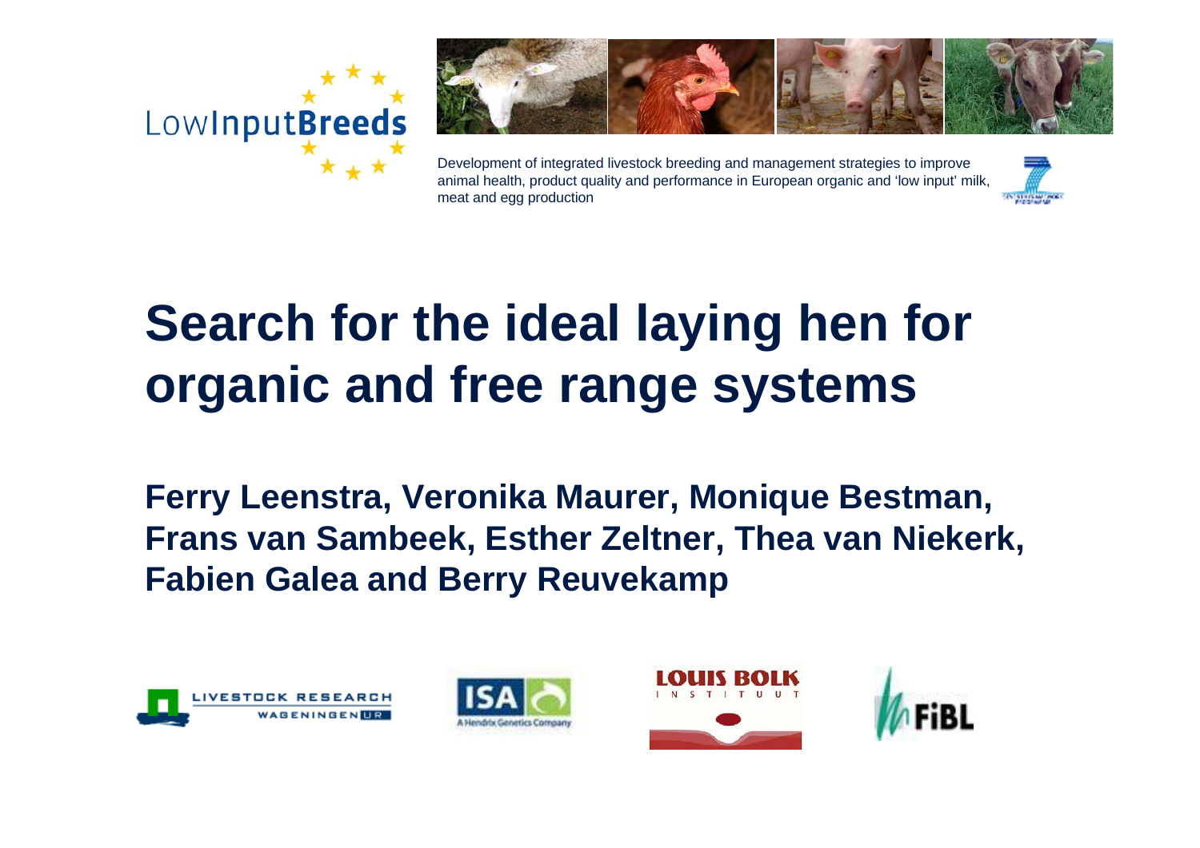LowInputBreeds

Development of integrated livestock breeding and management strategies to improve animal health, product quality and performance in European organic and 'low input' milk, meat and egg production

# Search for the ideal laying hen for organic and free range systems

**Ferry Leenstra, Veronika Maurer, Monique Bestman, Frans van Sambeek, Esther Zeltner, Thea van Niekerk, Fabien Galea and Berry Reuvekamp**

LIVESTOCK RESEARCH WAGENINGEN UR

ISA A Hendrix Genetics Company

LOUIS BOLK INSTITUUT

FiBL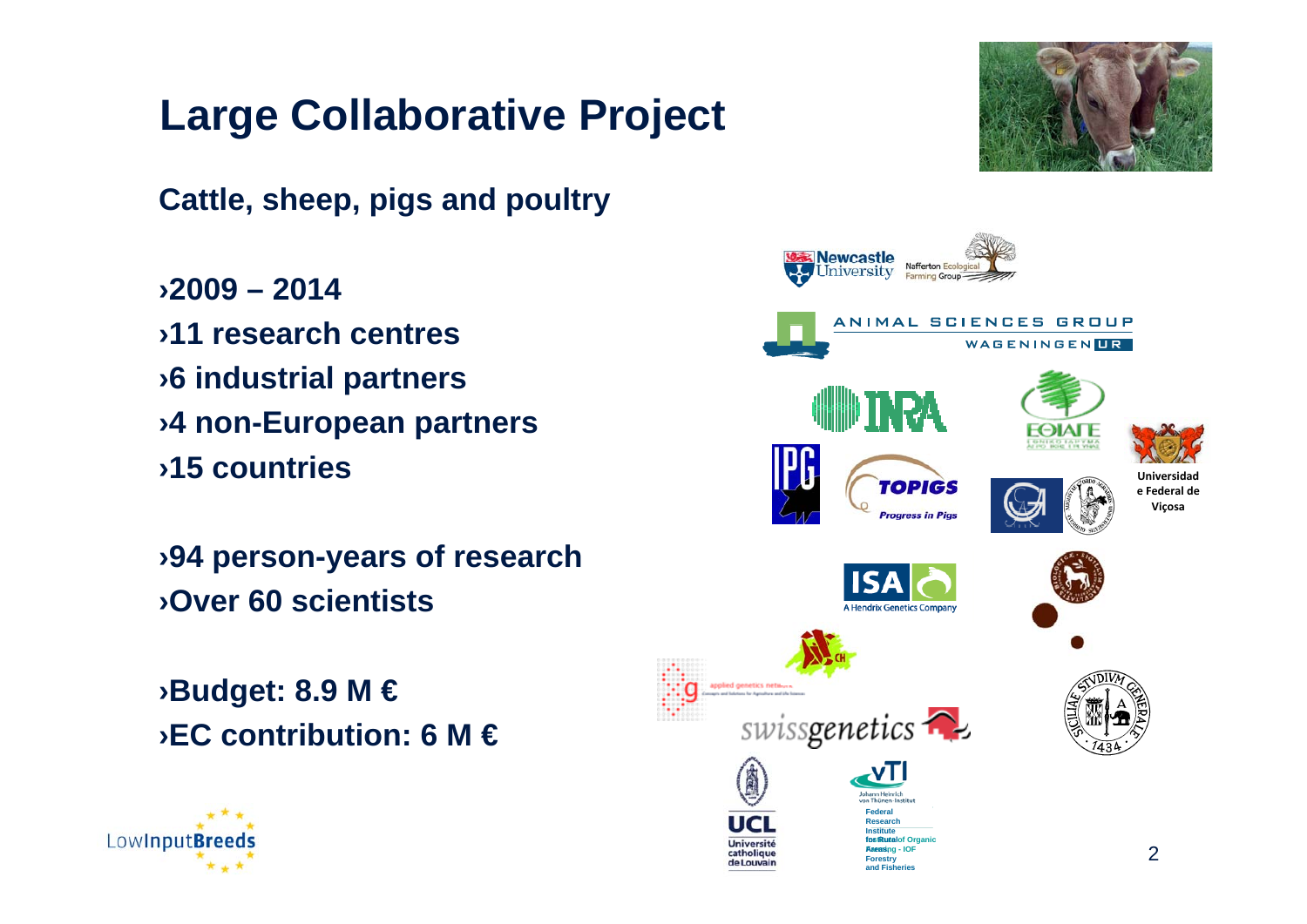# Large Collaborative Project

**Cattle, sheep, pigs and poultry**

- **2009 – 2014**
- **11 research centres**
- **6 industrial partners**
- **4 non-European partners**
- **15 countries**

- **94 person-years of research**
- **Over 60 scientists**

- **Budget: 8.9 M €**
- **EC contribution: 6 M €**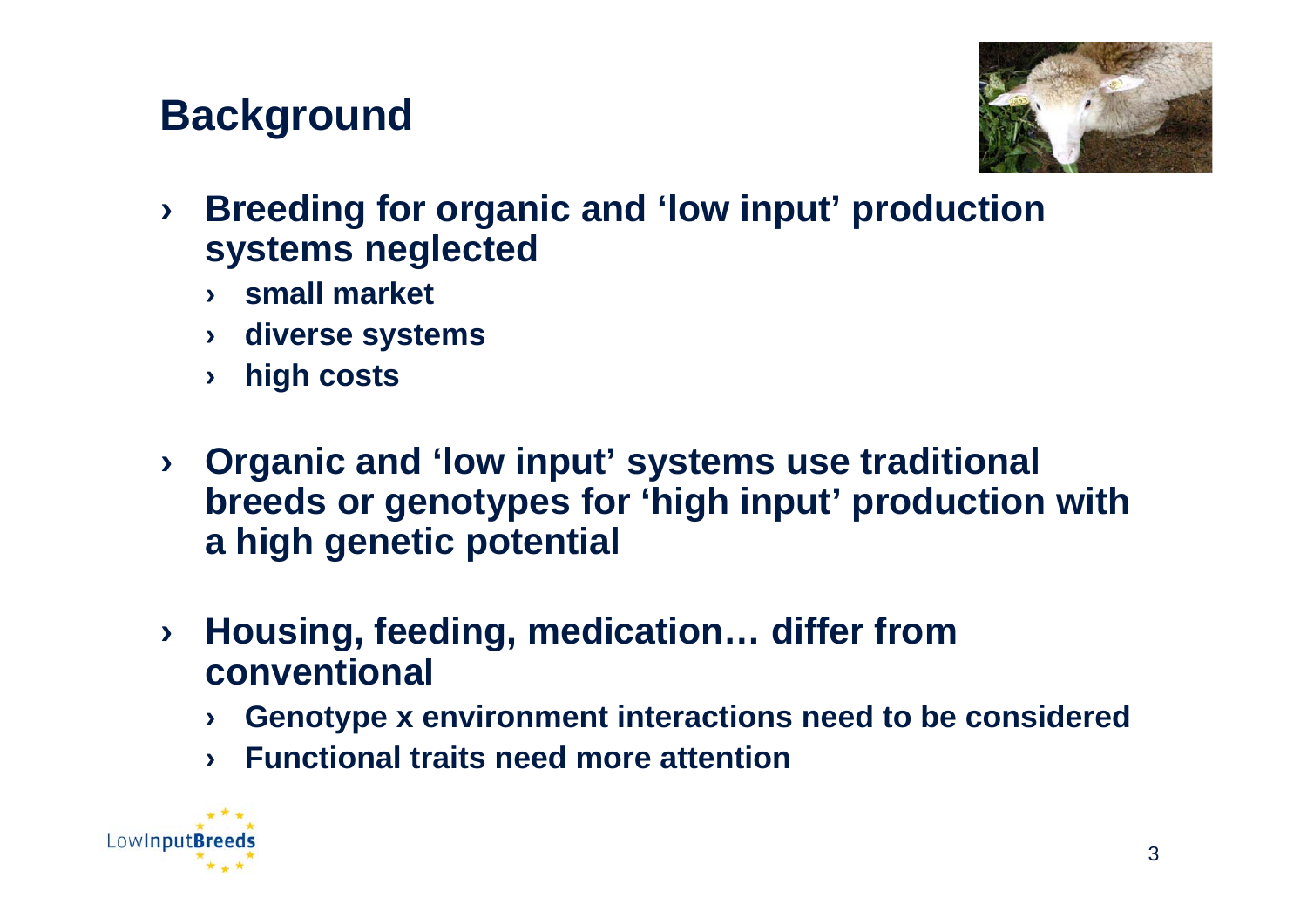# Background

- **Breeding for organic and 'low input' production systems neglected**
  - **small market**
  - **diverse systems**
  - **high costs**
- **Organic and 'low input' systems use traditional breeds or genotypes for 'high input' production with a high genetic potential**
- **Housing, feeding, medication… differ from conventional**
  - **Genotype x environment interactions need to be considered**
  - **Functional traits need more attention**

LowInputBreeds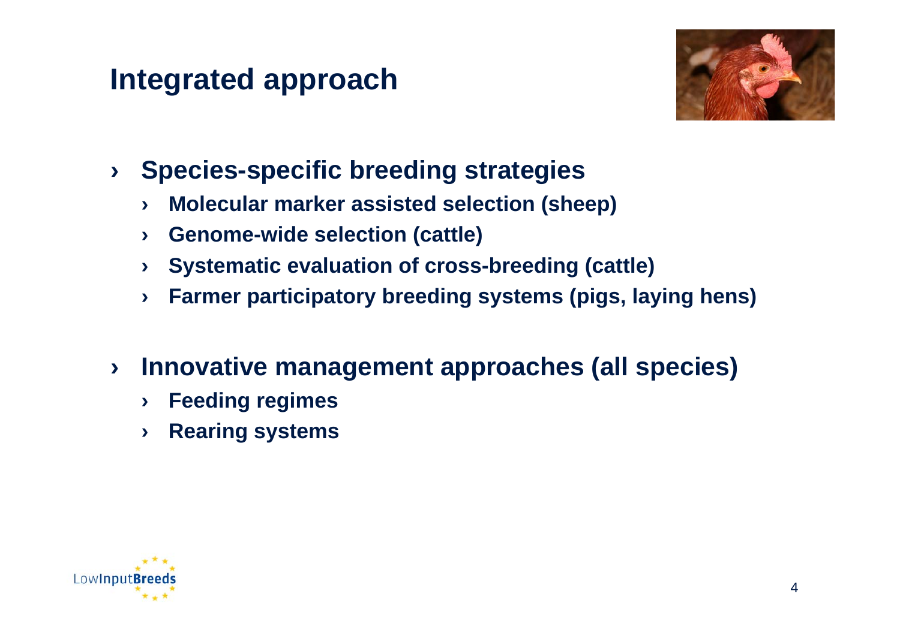# Integrated approach

- **Species-specific breeding strategies**
  - **Molecular marker assisted selection (sheep)**
  - **Genome-wide selection (cattle)**
  - **Systematic evaluation of cross-breeding (cattle)**
  - **Farmer participatory breeding systems (pigs, laying hens)**
- **Innovative management approaches (all species)**
  - **Feeding regimes**
  - **Rearing systems**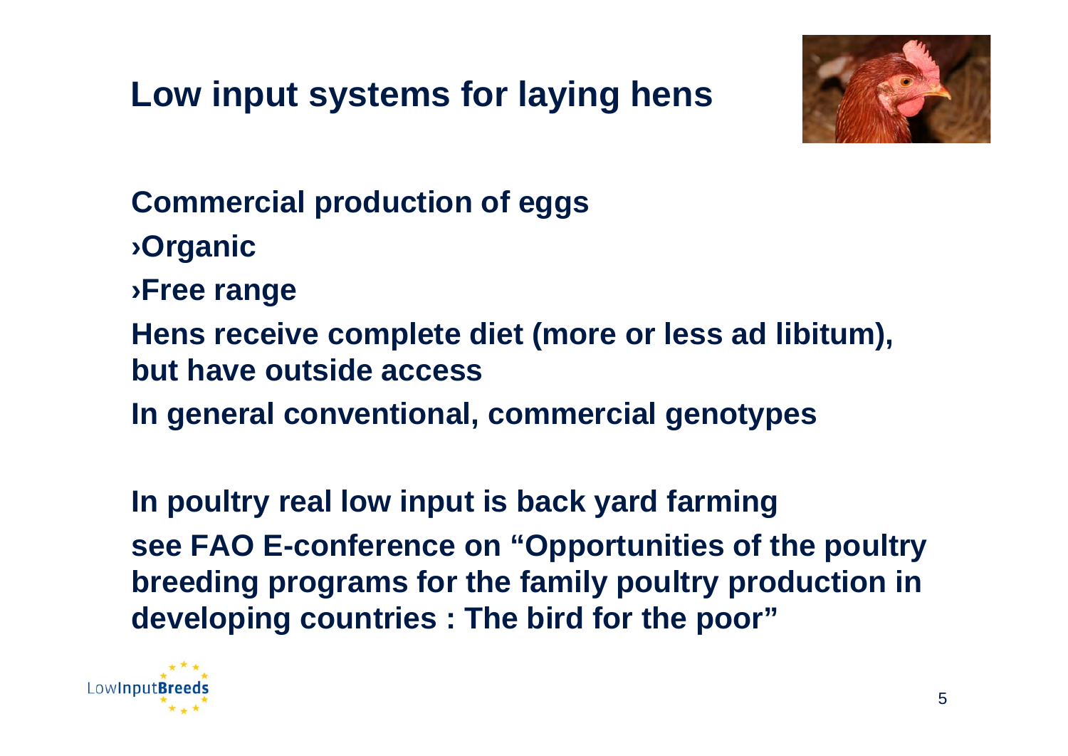# Low input systems for laying hens

**Commercial production of eggs**

**›Organic**

**›Free range**

**Hens receive complete diet (more or less ad libitum), but have outside access**

**In general conventional, commercial genotypes**

**In poultry real low input is back yard farming**

**see FAO E-conference on "Opportunities of the poultry breeding programs for the family poultry production in developing countries : The bird for the poor"**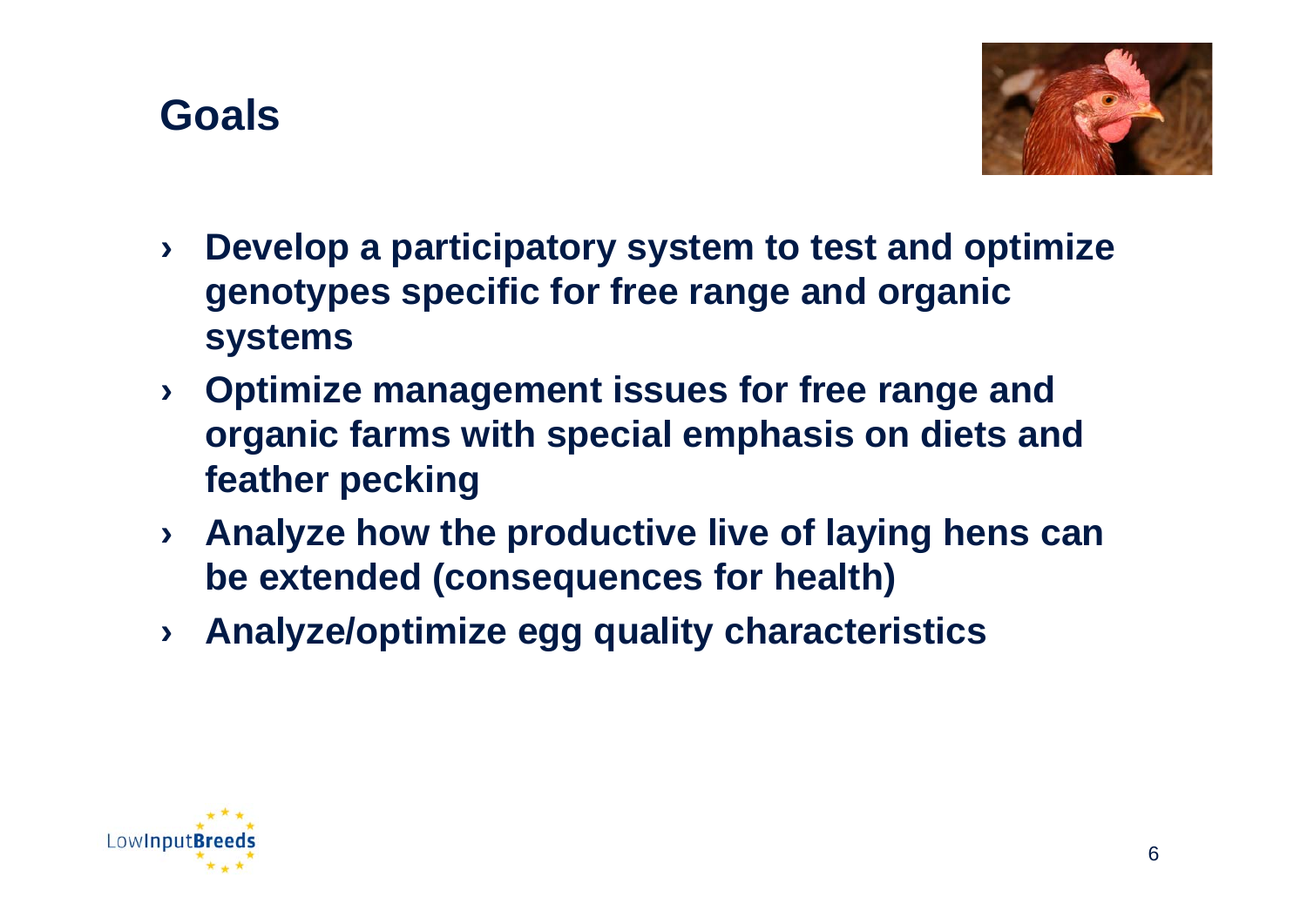# Goals

- Develop a participatory system to test and optimize genotypes specific for free range and organic systems
- Optimize management issues for free range and organic farms with special emphasis on diets and feather pecking
- Analyze how the productive live of laying hens can be extended (consequences for health)
- Analyze/optimize egg quality characteristics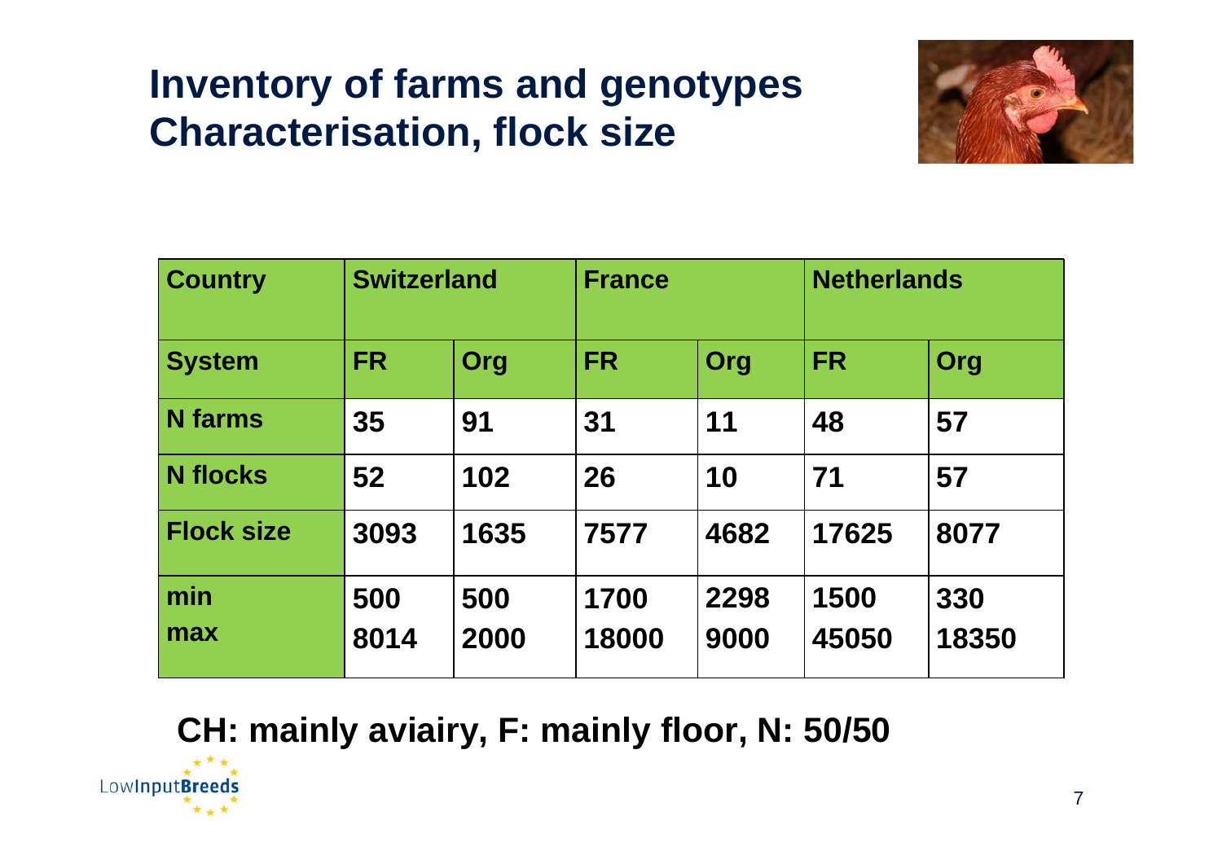# Inventory of farms and genotypes
## Characterisation, flock size

| Country | Switzerland | | France | | Netherlands | |
|---|---|---|---|---|---|---|
| **System** | **FR** | **Org** | **FR** | **Org** | **FR** | **Org** |
| **N farms** | 35 | 91 | 31 | 11 | 48 | 57 |
| **N flocks** | 52 | 102 | 26 | 10 | 71 | 57 |
| **Flock size** | 3093 | 1635 | 7577 | 4682 | 17625 | 8077 |
| **min**<br>**max** | 500<br>8014 | 500<br>2000 | 1700<br>18000 | 2298<br>9000 | 1500<br>45050 | 330<br>18350 |

**CH: mainly aviairy, F: mainly floor, N: 50/50**

LowInputBreeds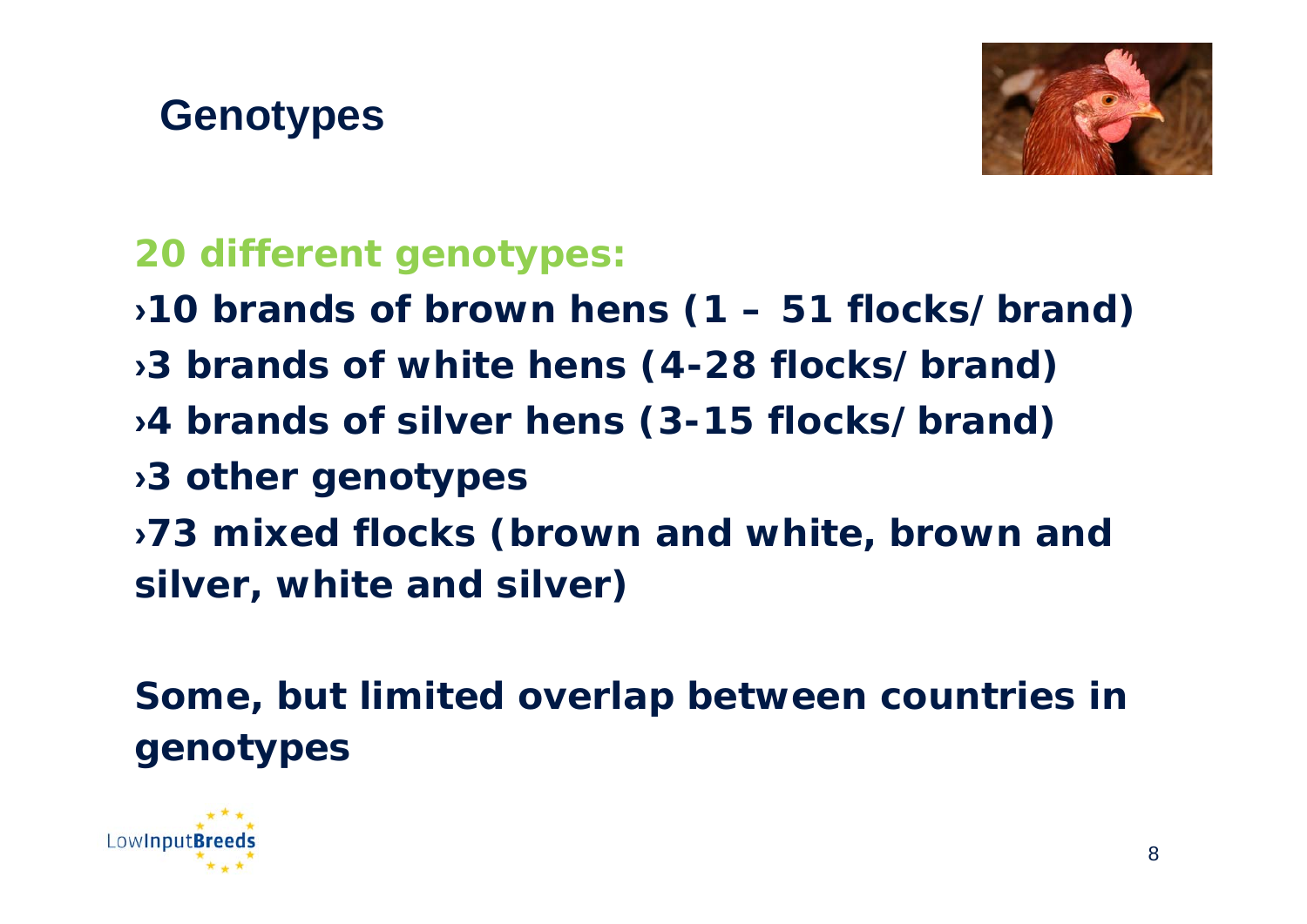# Genotypes

**20 different genotypes:**

- **10 brands of brown hens (1 – 51 flocks/brand)**
- **3 brands of white hens (4-28 flocks/brand)**
- **4 brands of silver hens (3-15 flocks/brand)**
- **3 other genotypes**
- **73 mixed flocks (brown and white, brown and silver, white and silver)**

**Some, but limited overlap between countries in genotypes**

LowInputBreeds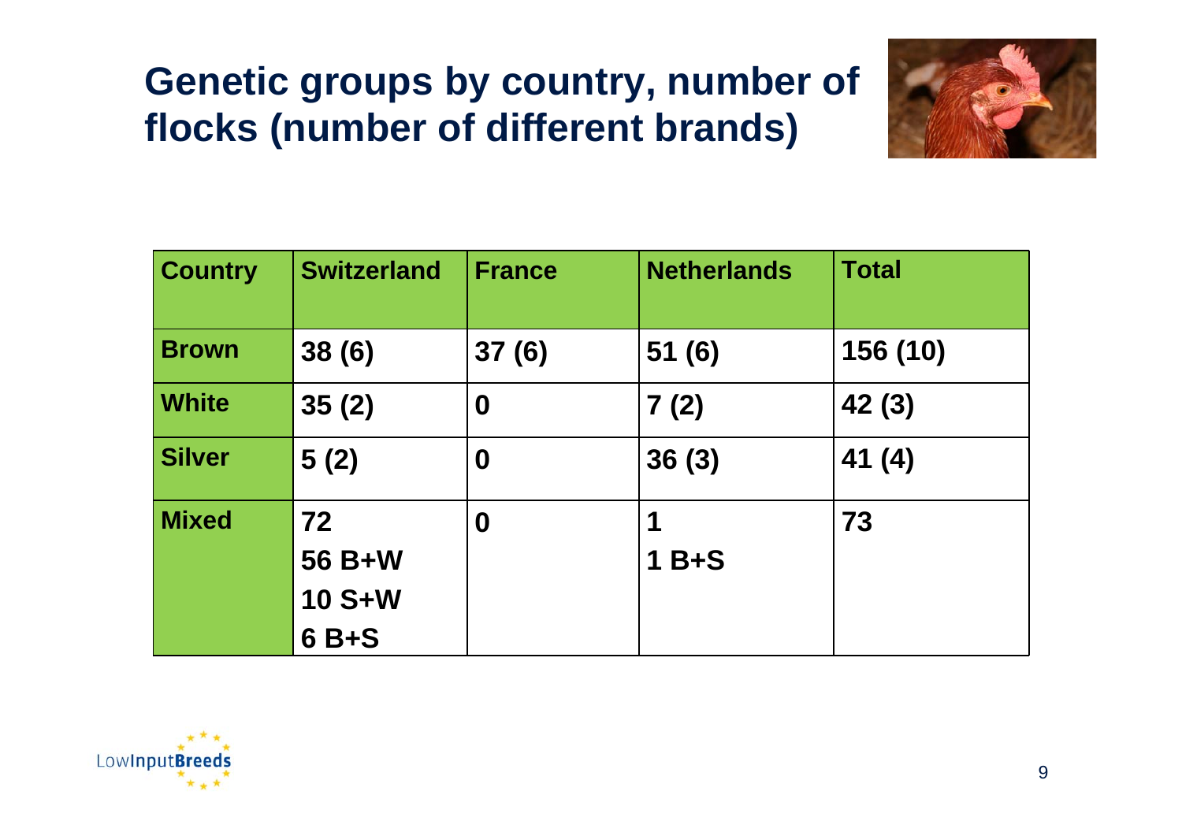# Genetic groups by country, number of flocks (number of different brands)

| Country | Switzerland | France | Netherlands | Total |
|---|---|---|---|---|
| Brown | 38 (6) | 37 (6) | 51 (6) | 156 (10) |
| White | 35 (2) | 0 | 7 (2) | 42 (3) |
| Silver | 5 (2) | 0 | 36 (3) | 41 (4) |
| Mixed | 72<br>56 B+W<br>10 S+W<br>6 B+S | 0 | 1<br>1 B+S | 73 |

LowInputBreeds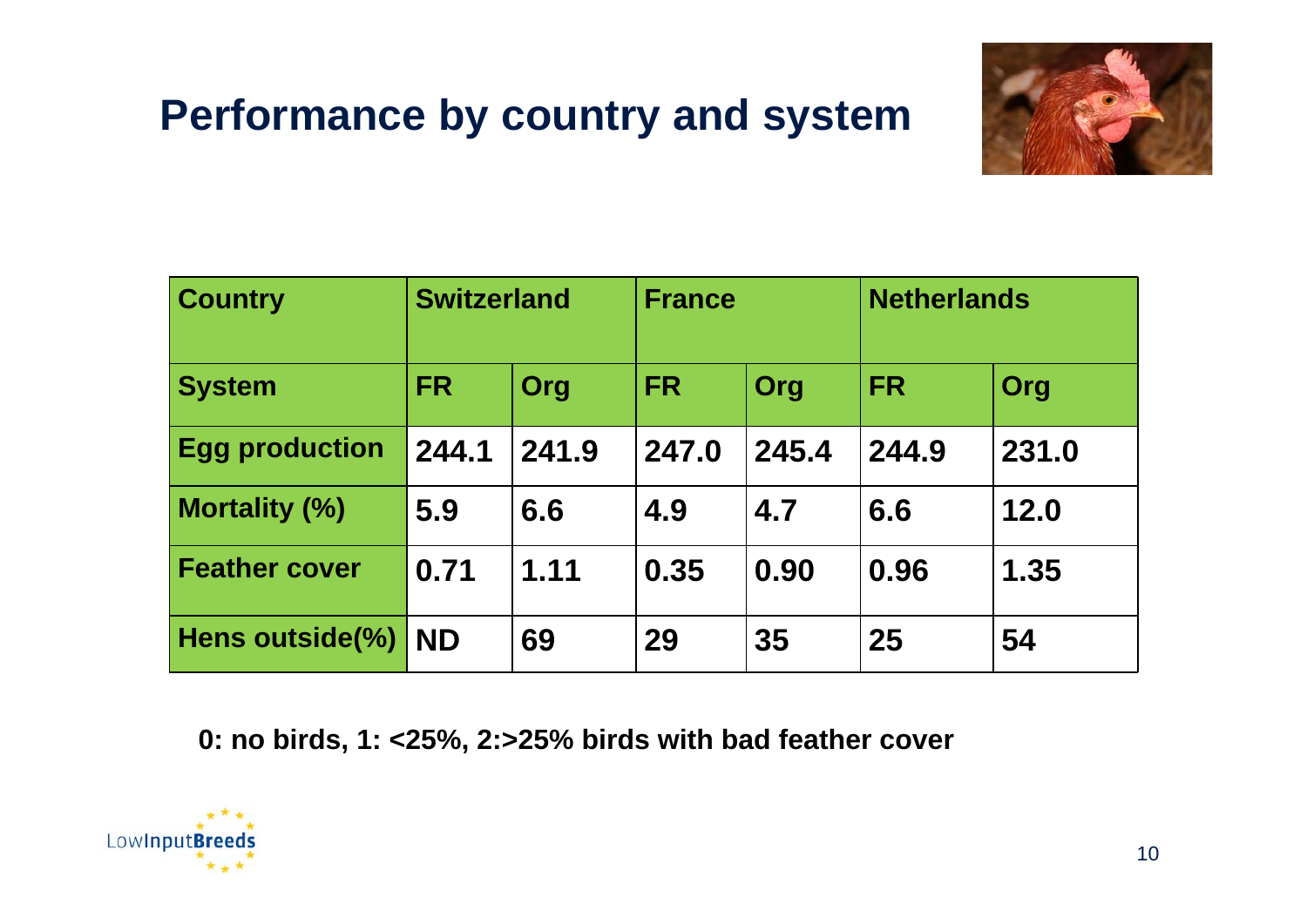# Performance by country and system

| Country | Switzerland | | France | | Netherlands | |
|---|---|---|---|---|---|---|
| System | FR | Org | FR | Org | FR | Org |
| Egg production | 244.1 | 241.9 | 247.0 | 245.4 | 244.9 | 231.0 |
| Mortality (%) | 5.9 | 6.6 | 4.9 | 4.7 | 6.6 | 12.0 |
| Feather cover | 0.71 | 1.11 | 0.35 | 0.90 | 0.96 | 1.35 |
| Hens outside(%) | ND | 69 | 29 | 35 | 25 | 54 |

**0: no birds, 1: <25%, 2:>25% birds with bad feather cover**

LowInputBreeds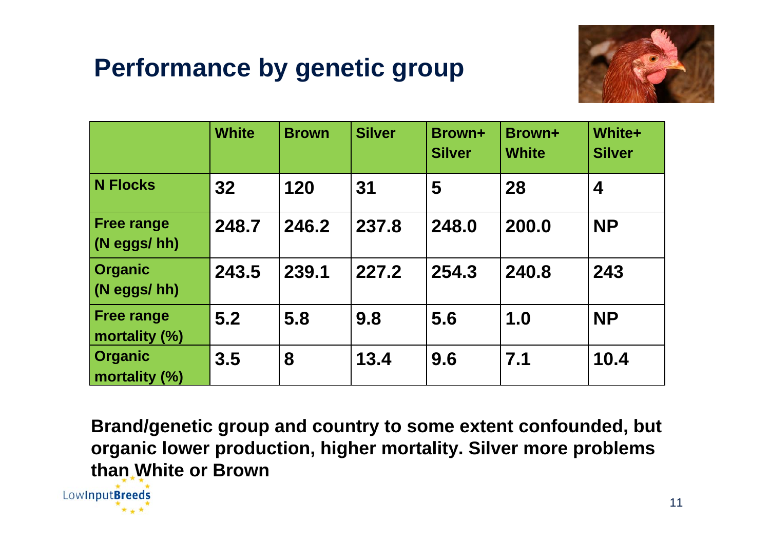# Performance by genetic group

| | White | Brown | Silver | Brown+ Silver | Brown+ White | White+ Silver |
|---|---|---|---|---|---|---|
| N Flocks | 32 | 120 | 31 | 5 | 28 | 4 |
| Free range (N eggs/ hh) | 248.7 | 246.2 | 237.8 | 248.0 | 200.0 | NP |
| Organic (N eggs/ hh) | 243.5 | 239.1 | 227.2 | 254.3 | 240.8 | 243 |
| Free range mortality (%) | 5.2 | 5.8 | 9.8 | 5.6 | 1.0 | NP |
| Organic mortality (%) | 3.5 | 8 | 13.4 | 9.6 | 7.1 | 10.4 |

**Brand/genetic group and country to some extent confounded, but organic lower production, higher mortality. Silver more problems than White or Brown**

LowInputBreeds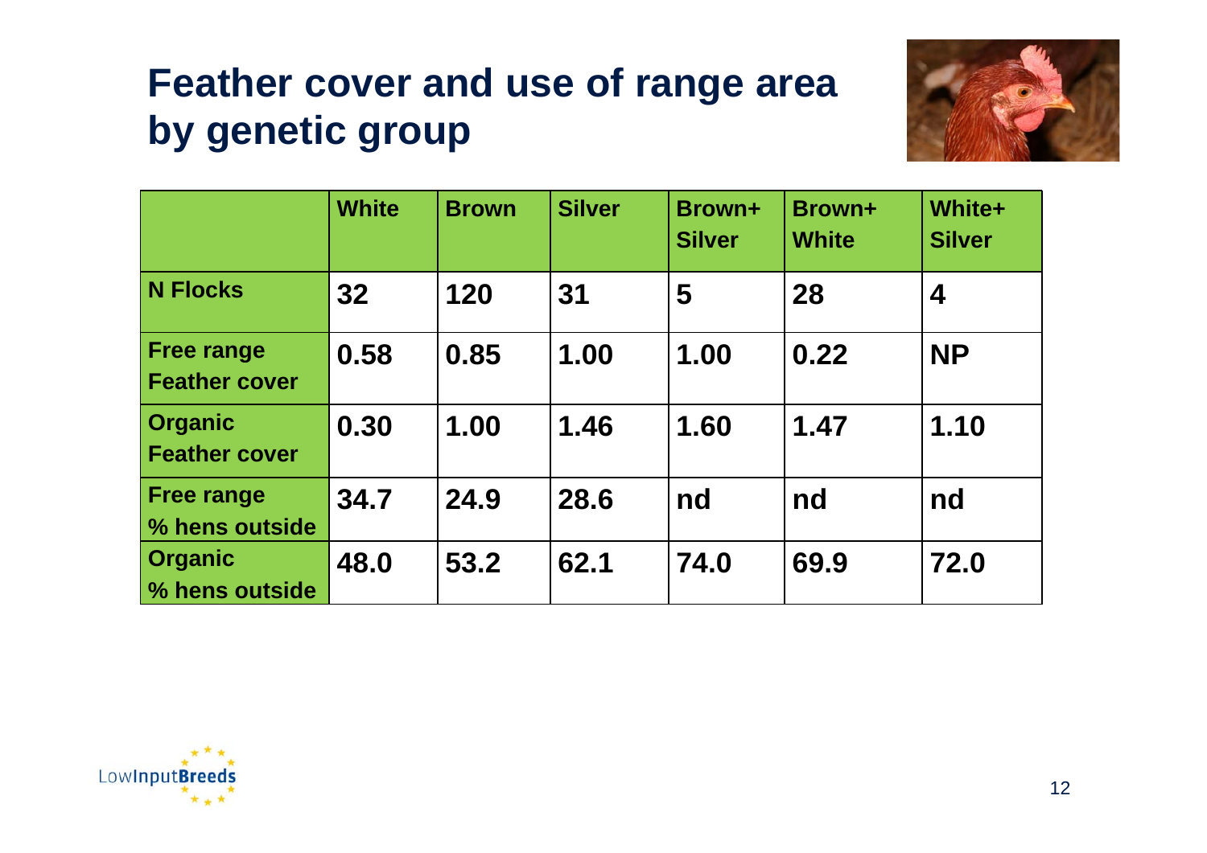# Feather cover and use of range area by genetic group

| | White | Brown | Silver | Brown+ Silver | Brown+ White | White+ Silver |
|---|---|---|---|---|---|---|
| N Flocks | 32 | 120 | 31 | 5 | 28 | 4 |
| Free range Feather cover | 0.58 | 0.85 | 1.00 | 1.00 | 0.22 | NP |
| Organic Feather cover | 0.30 | 1.00 | 1.46 | 1.60 | 1.47 | 1.10 |
| Free range % hens outside | 34.7 | 24.9 | 28.6 | nd | nd | nd |
| Organic % hens outside | 48.0 | 53.2 | 62.1 | 74.0 | 69.9 | 72.0 |

LowInputBreeds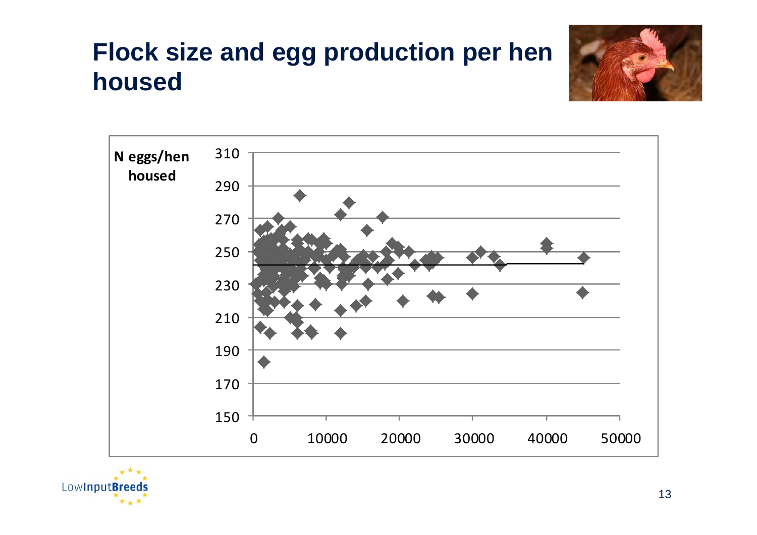# Flock size and egg production per hen housed

N eggs/hen housed

310
290
270
250
230
210
190
170
150

0 10000 20000 30000 40000 50000

LowInputBreeds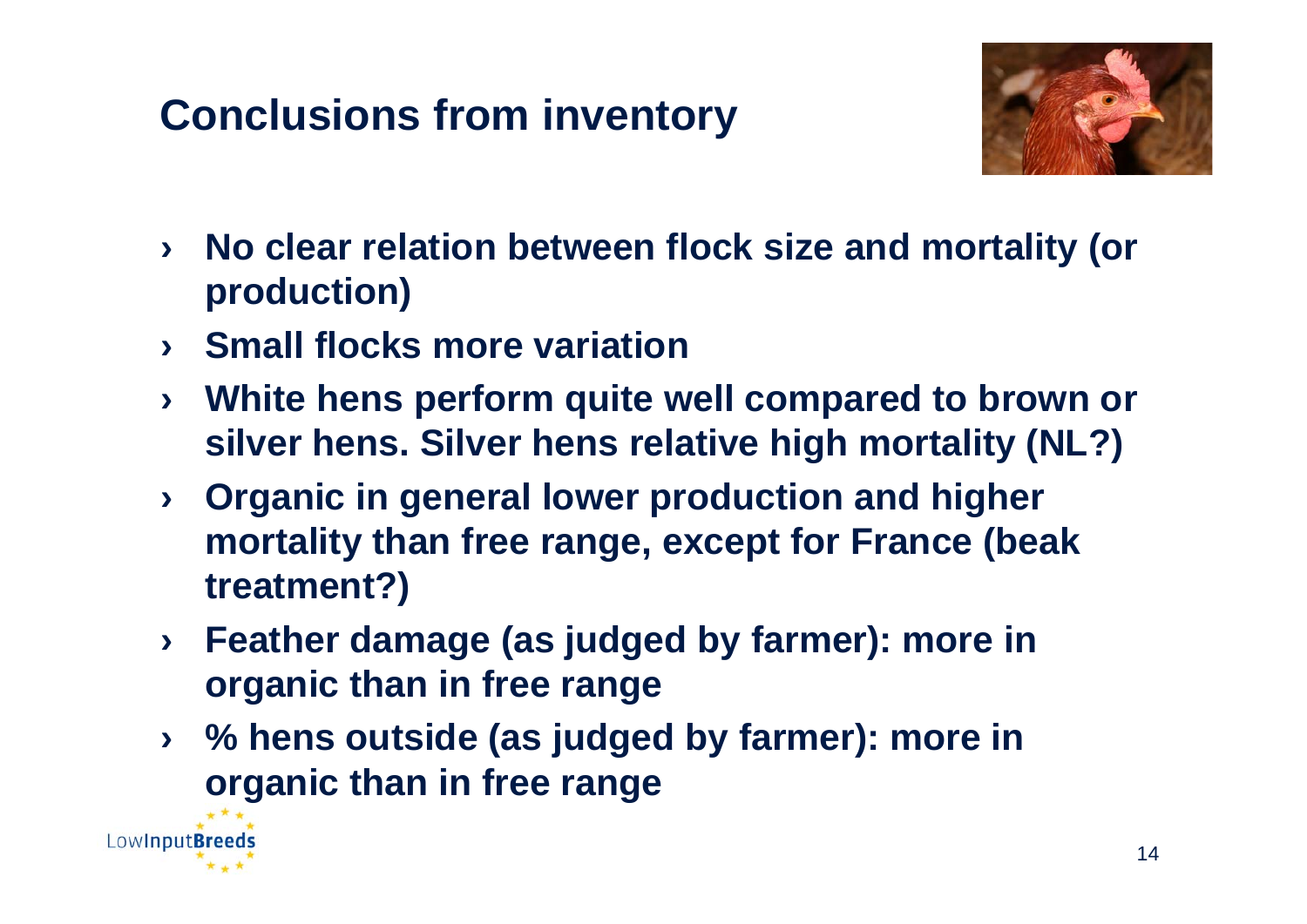# Conclusions from inventory

- No clear relation between flock size and mortality (or production)
- Small flocks more variation
- White hens perform quite well compared to brown or silver hens. Silver hens relative high mortality (NL?)
- Organic in general lower production and higher mortality than free range, except for France (beak treatment?)
- Feather damage (as judged by farmer): more in organic than in free range
- % hens outside (as judged by farmer): more in organic than in free range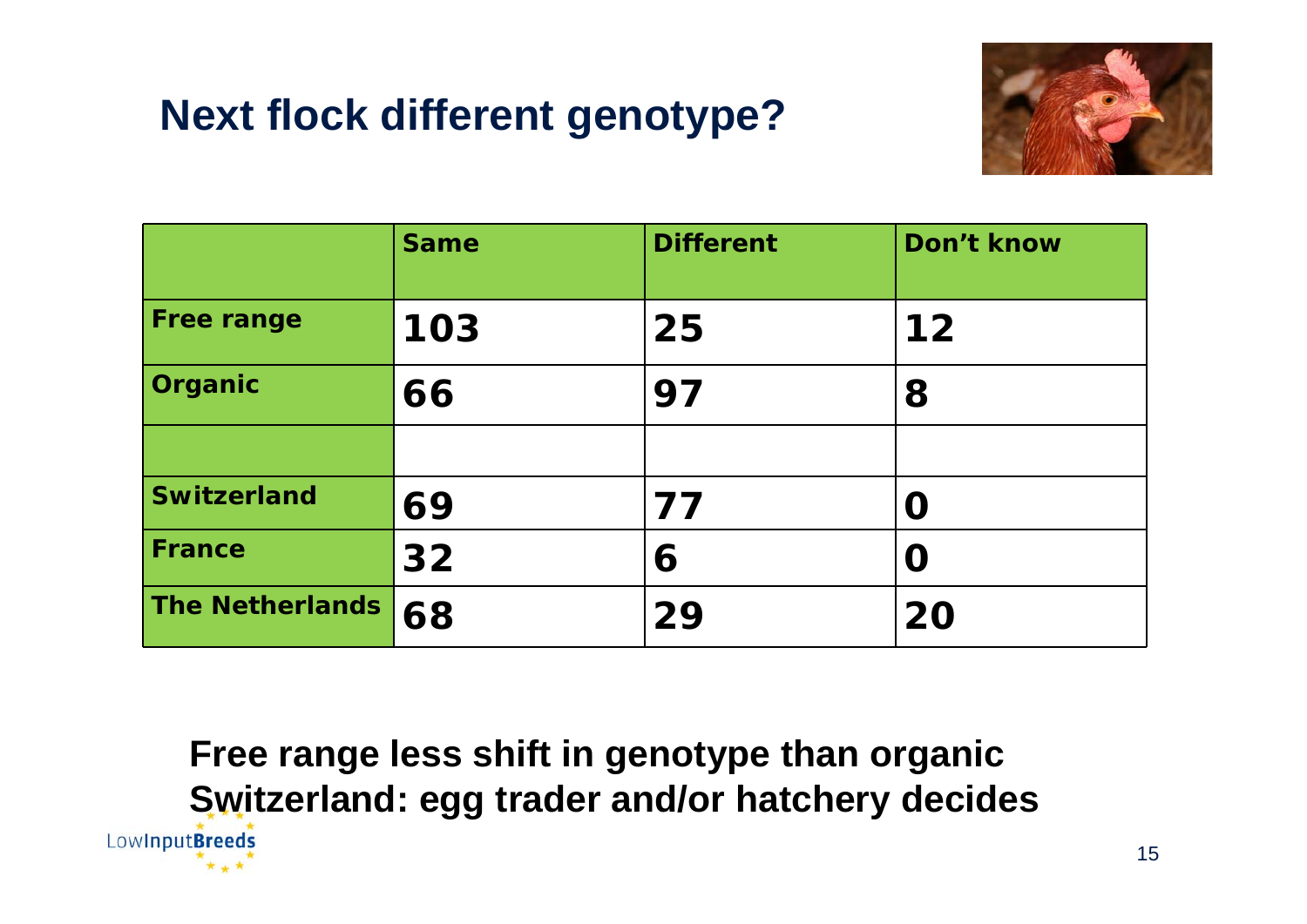# Next flock different genotype?

| | Same | Different | Don't know |
|---|---|---|---|
| Free range | 103 | 25 | 12 |
| Organic | 66 | 97 | 8 |
| | | | |
| Switzerland | 69 | 77 | 0 |
| France | 32 | 6 | 0 |
| The Netherlands | 68 | 29 | 20 |

**Free range less shift in genotype than organic**

**Switzerland: egg trader and/or hatchery decides**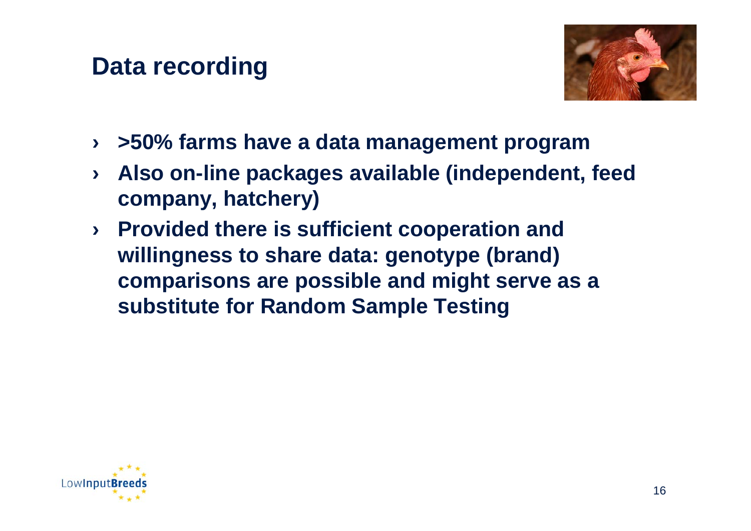# Data recording

- >50% farms have a data management program
- Also on-line packages available (independent, feed company, hatchery)
- Provided there is sufficient cooperation and willingness to share data: genotype (brand) comparisons are possible and might serve as a substitute for Random Sample Testing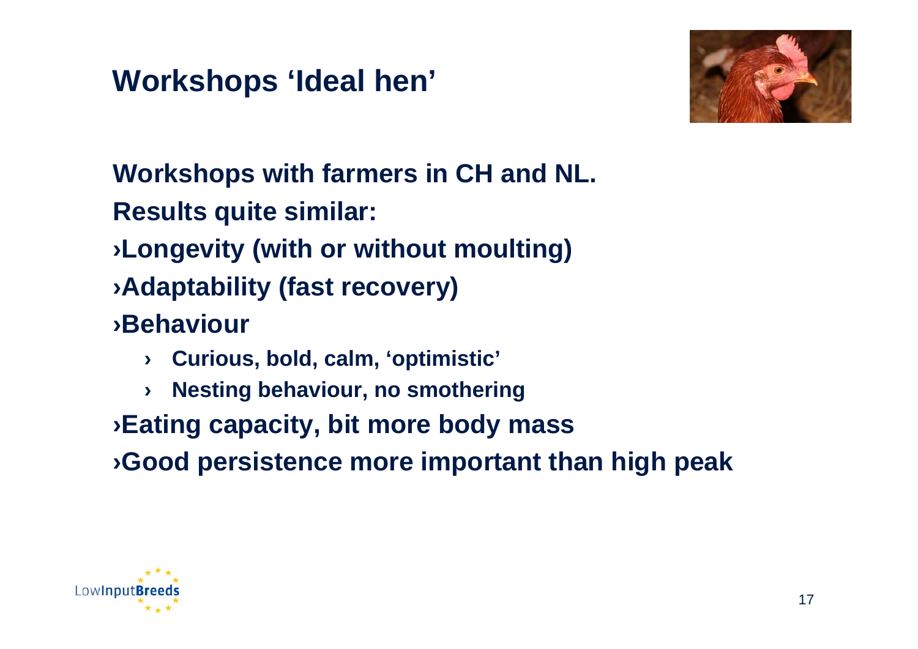# Workshops 'Ideal hen'

**Workshops with farmers in CH and NL.**

**Results quite similar:**

- **Longevity (with or without moulting)**
- **Adaptability (fast recovery)**
- **Behaviour**
  - **Curious, bold, calm, 'optimistic'**
  - **Nesting behaviour, no smothering**
- **Eating capacity, bit more body mass**
- **Good persistence more important than high peak**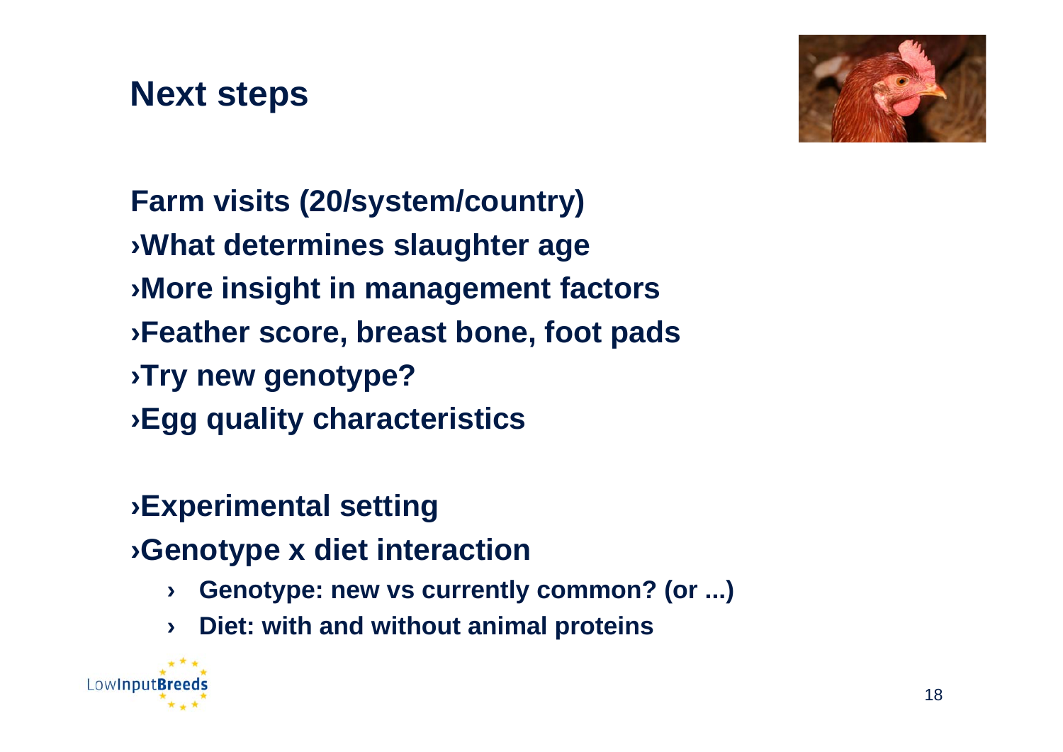# Next steps

**Farm visits (20/system/country)**

- **What determines slaughter age**
- **More insight in management factors**
- **Feather score, breast bone, foot pads**
- **Try new genotype?**
- **Egg quality characteristics**

- **Experimental setting**
- **Genotype x diet interaction**
  - **Genotype: new vs currently common? (or ...)**
  - **Diet: with and without animal proteins**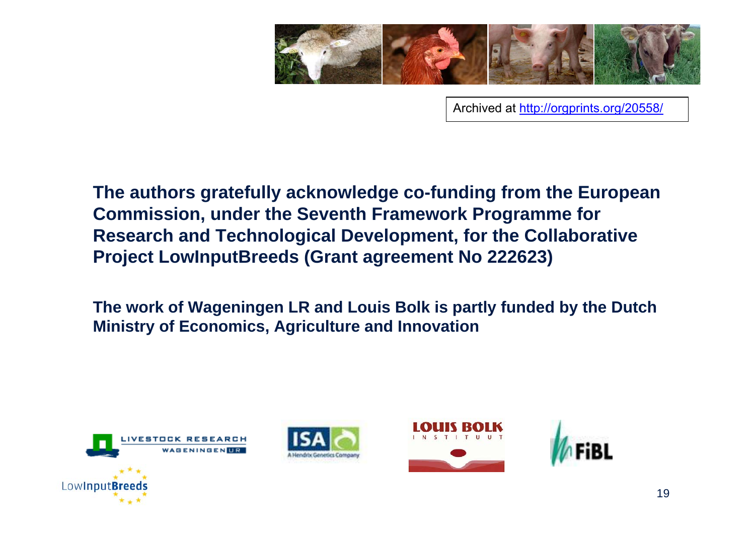Archived at http://orgprints.org/20558/

**The authors gratefully acknowledge co-funding from the European Commission, under the Seventh Framework Programme for Research and Technological Development, for the Collaborative Project LowInputBreeds (Grant agreement No 222623)**

**The work of Wageningen LR and Louis Bolk is partly funded by the Dutch Ministry of Economics, Agriculture and Innovation**